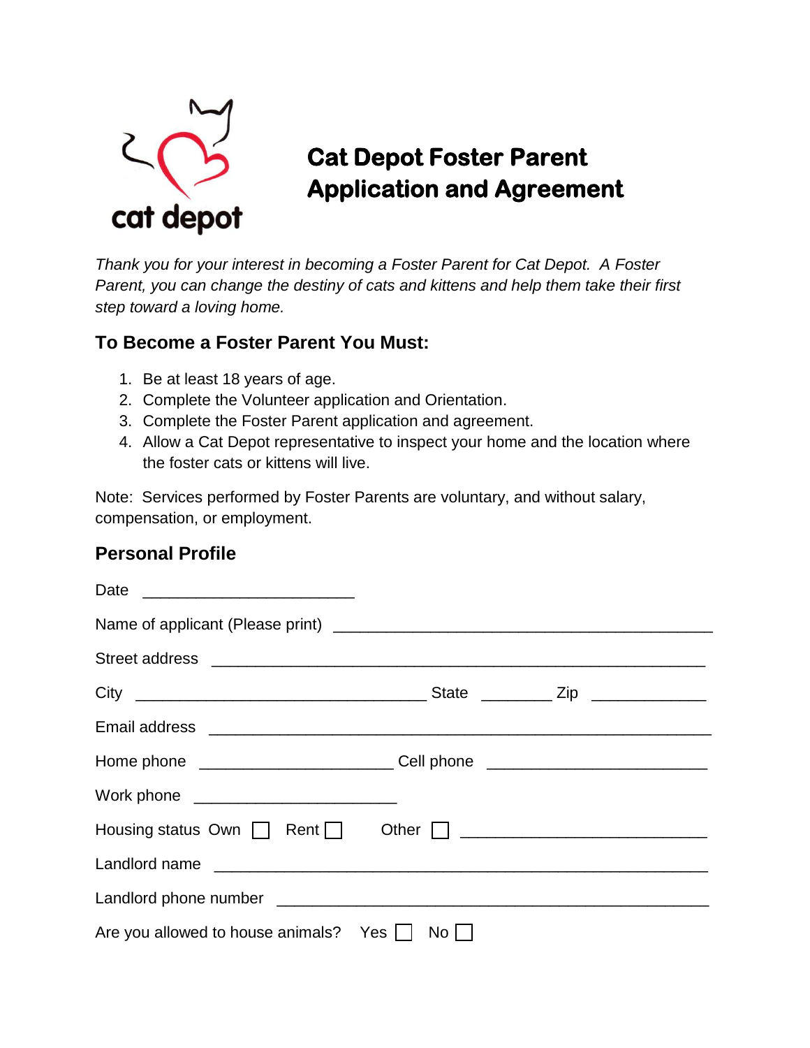# Cat Depot Foster Parent Application and Agreement

*Thank you for your interest in becoming a Foster Parent for Cat Depot. A Foster Parent, you can change the destiny of cats and kittens and help them take their first step toward a loving home.*

## To Become a Foster Parent You Must:

1. Be at least 18 years of age.
2. Complete the Volunteer application and Orientation.
3. Complete the Foster Parent application and agreement.
4. Allow a Cat Depot representative to inspect your home and the location where the foster cats or kittens will live.

Note: Services performed by Foster Parents are voluntary, and without salary, compensation, or employment.

## Personal Profile

Date ________________________

Name of applicant (Please print) ___________________________________________

Street address ________________________________________________________

City _________________________________ State ________ Zip _____________

Email address _________________________________________________________

Home phone ______________________ Cell phone _________________________

Work phone _______________________

Housing status Own ☐ Rent ☐ Other ☐ ___________________________

Landlord name ________________________________________________________

Landlord phone number ________________________________________________

Are you allowed to house animals? Yes ☐ No ☐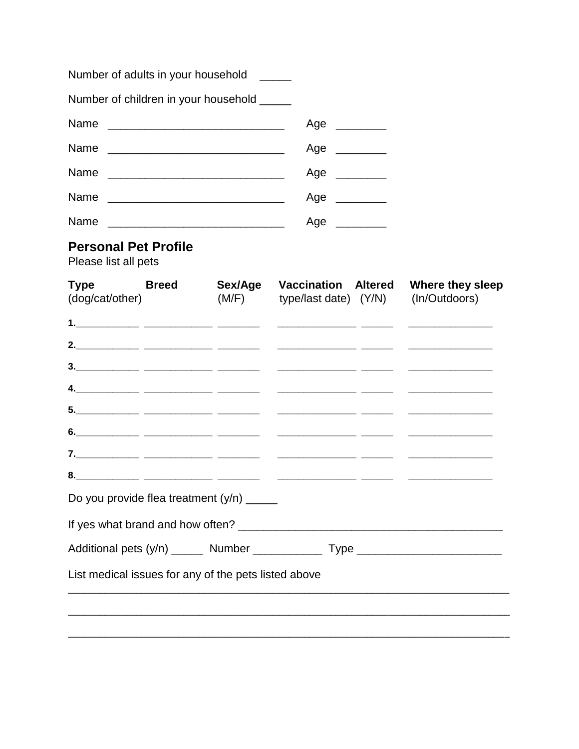Number of adults in your household _____

Number of children in your household _____

Name ___________________________ Age ________

Name ___________________________ Age ________

Name ___________________________ Age ________

Name ___________________________ Age ________

Name ___________________________ Age ________

## Personal Pet Profile

Please list all pets

| Type (dog/cat/other) | Breed | Sex/Age (M/F) | Vaccination type/last date | Altered (Y/N) | Where they sleep (In/Outdoors) |
|---|---|---|---|---|---|
| **1.** | | | | | |
| **2.** | | | | | |
| **3.** | | | | | |
| **4.** | | | | | |
| **5.** | | | | | |
| **6.** | | | | | |
| **7.** | | | | | |
| **8.** | | | | | |

Do you provide flea treatment (y/n) _____

If yes what brand and how often? ________________________________________

Additional pets (y/n) _____ Number ___________ Type ______________________

List medical issues for any of the pets listed above

_________________________________________________________________________

_________________________________________________________________________

_________________________________________________________________________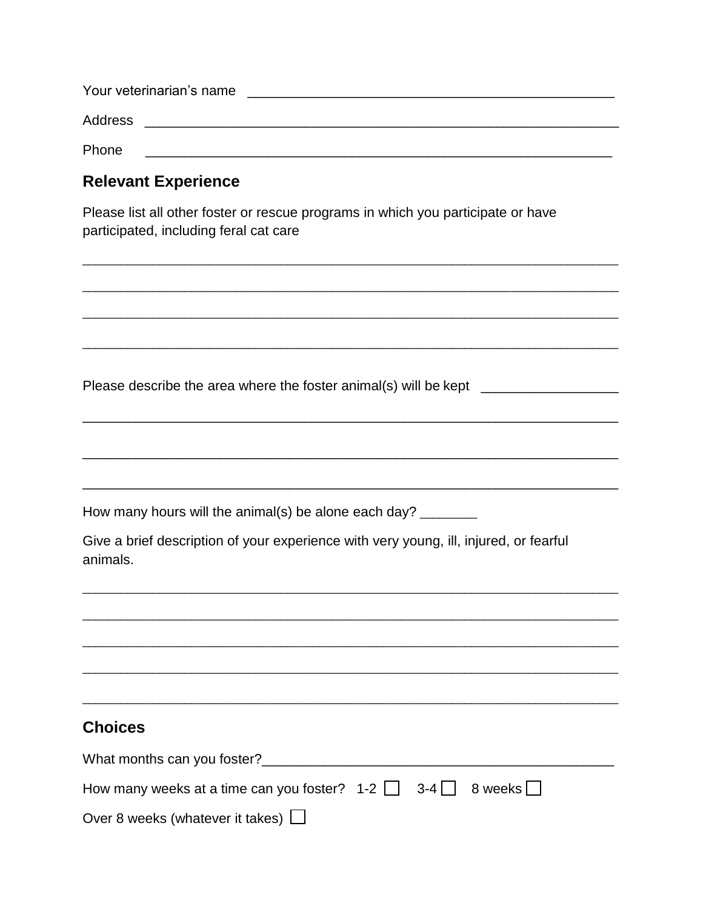Your veterinarian's name ________________________________________________

Address ____________________________________________________________

Phone ___________________________________________________________

## Relevant Experience

Please list all other foster or rescue programs in which you participate or have participated, including feral cat care

______________________________________________________________________

______________________________________________________________________

______________________________________________________________________

______________________________________________________________________

Please describe the area where the foster animal(s) will be kept _________________

______________________________________________________________________

______________________________________________________________________

______________________________________________________________________

How many hours will the animal(s) be alone each day? _______

Give a brief description of your experience with very young, ill, injured, or fearful animals.

______________________________________________________________________

______________________________________________________________________

______________________________________________________________________

______________________________________________________________________

______________________________________________________________________

## Choices

What months can you foster?______________________________________________

How many weeks at a time can you foster? 1-2 ☐ 3-4 ☐ 8 weeks ☐

Over 8 weeks (whatever it takes) ☐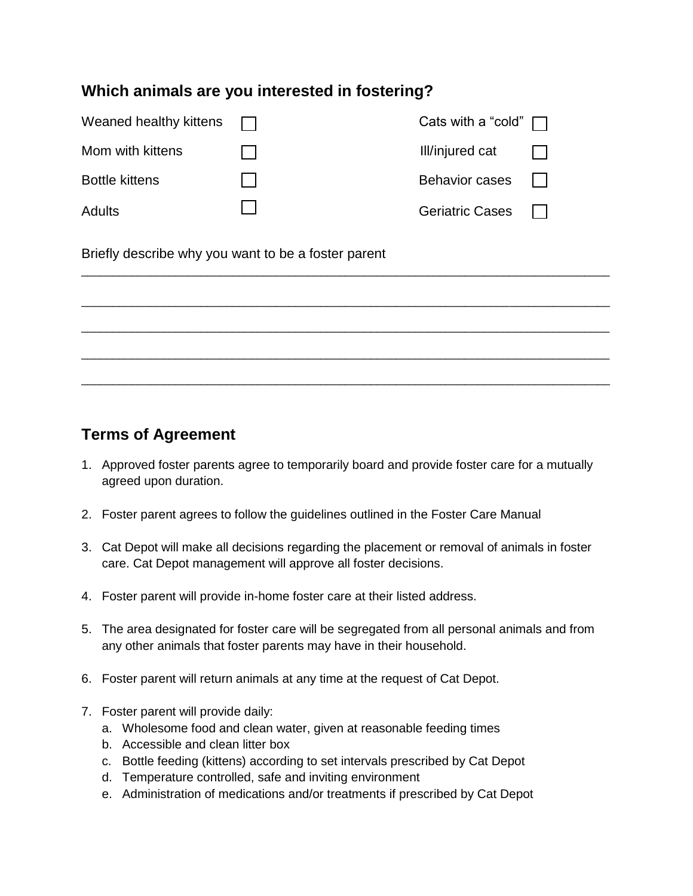## Which animals are you interested in fostering?

| | | | |
|---|---|---|---|
| Weaned healthy kittens | ☐ | Cats with a "cold" | ☐ |
| Mom with kittens | ☐ | Ill/injured cat | ☐ |
| Bottle kittens | ☐ | Behavior cases | ☐ |
| Adults | ☐ | Geriatric Cases | ☐ |

Briefly describe why you want to be a foster parent

_______________________________________________________________________________

_______________________________________________________________________________

_______________________________________________________________________________

_______________________________________________________________________________

_______________________________________________________________________________

## Terms of Agreement

1. Approved foster parents agree to temporarily board and provide foster care for a mutually agreed upon duration.

2. Foster parent agrees to follow the guidelines outlined in the Foster Care Manual

3. Cat Depot will make all decisions regarding the placement or removal of animals in foster care. Cat Depot management will approve all foster decisions.

4. Foster parent will provide in-home foster care at their listed address.

5. The area designated for foster care will be segregated from all personal animals and from any other animals that foster parents may have in their household.

6. Foster parent will return animals at any time at the request of Cat Depot.

7. Foster parent will provide daily:
   a. Wholesome food and clean water, given at reasonable feeding times
   b. Accessible and clean litter box
   c. Bottle feeding (kittens) according to set intervals prescribed by Cat Depot
   d. Temperature controlled, safe and inviting environment
   e. Administration of medications and/or treatments if prescribed by Cat Depot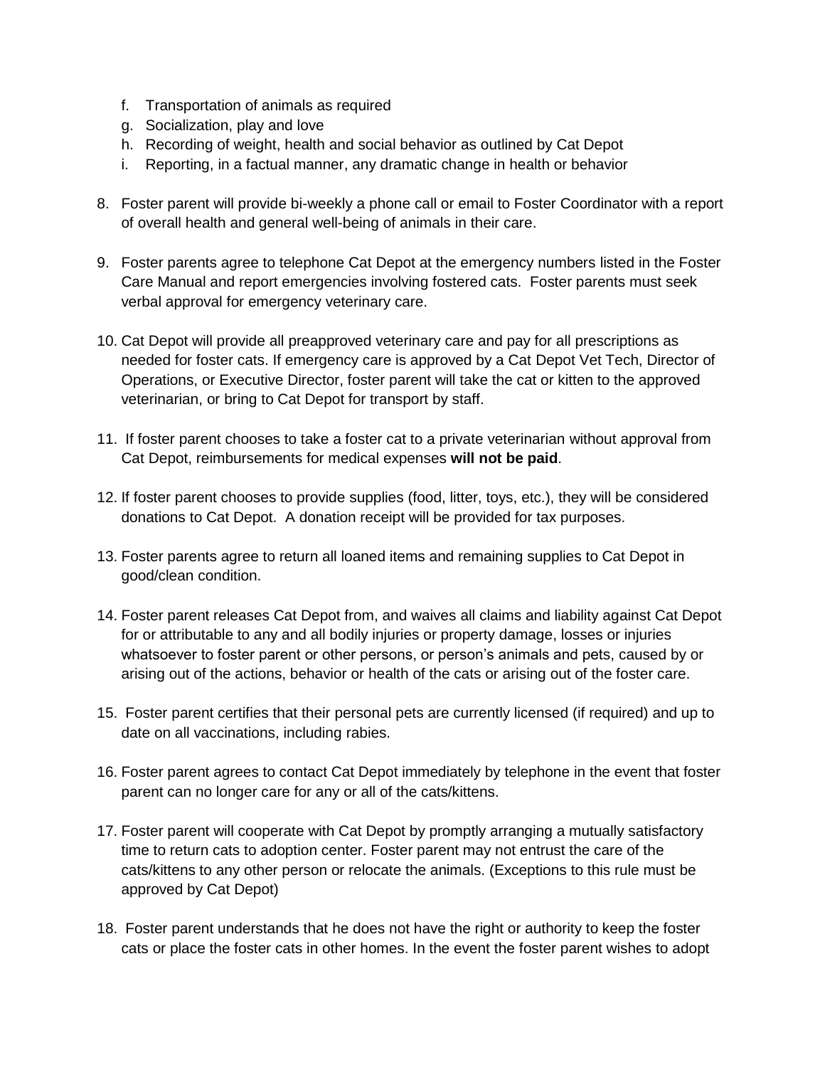f. Transportation of animals as required
g. Socialization, play and love
h. Recording of weight, health and social behavior as outlined by Cat Depot
i. Reporting, in a factual manner, any dramatic change in health or behavior

8. Foster parent will provide bi-weekly a phone call or email to Foster Coordinator with a report of overall health and general well-being of animals in their care.

9. Foster parents agree to telephone Cat Depot at the emergency numbers listed in the Foster Care Manual and report emergencies involving fostered cats. Foster parents must seek verbal approval for emergency veterinary care.

10. Cat Depot will provide all preapproved veterinary care and pay for all prescriptions as needed for foster cats. If emergency care is approved by a Cat Depot Vet Tech, Director of Operations, or Executive Director, foster parent will take the cat or kitten to the approved veterinarian, or bring to Cat Depot for transport by staff.

11. If foster parent chooses to take a foster cat to a private veterinarian without approval from Cat Depot, reimbursements for medical expenses **will not be paid**.

12. If foster parent chooses to provide supplies (food, litter, toys, etc.), they will be considered donations to Cat Depot. A donation receipt will be provided for tax purposes.

13. Foster parents agree to return all loaned items and remaining supplies to Cat Depot in good/clean condition.

14. Foster parent releases Cat Depot from, and waives all claims and liability against Cat Depot for or attributable to any and all bodily injuries or property damage, losses or injuries whatsoever to foster parent or other persons, or person's animals and pets, caused by or arising out of the actions, behavior or health of the cats or arising out of the foster care.

15. Foster parent certifies that their personal pets are currently licensed (if required) and up to date on all vaccinations, including rabies.

16. Foster parent agrees to contact Cat Depot immediately by telephone in the event that foster parent can no longer care for any or all of the cats/kittens.

17. Foster parent will cooperate with Cat Depot by promptly arranging a mutually satisfactory time to return cats to adoption center. Foster parent may not entrust the care of the cats/kittens to any other person or relocate the animals. (Exceptions to this rule must be approved by Cat Depot)

18. Foster parent understands that he does not have the right or authority to keep the foster cats or place the foster cats in other homes. In the event the foster parent wishes to adopt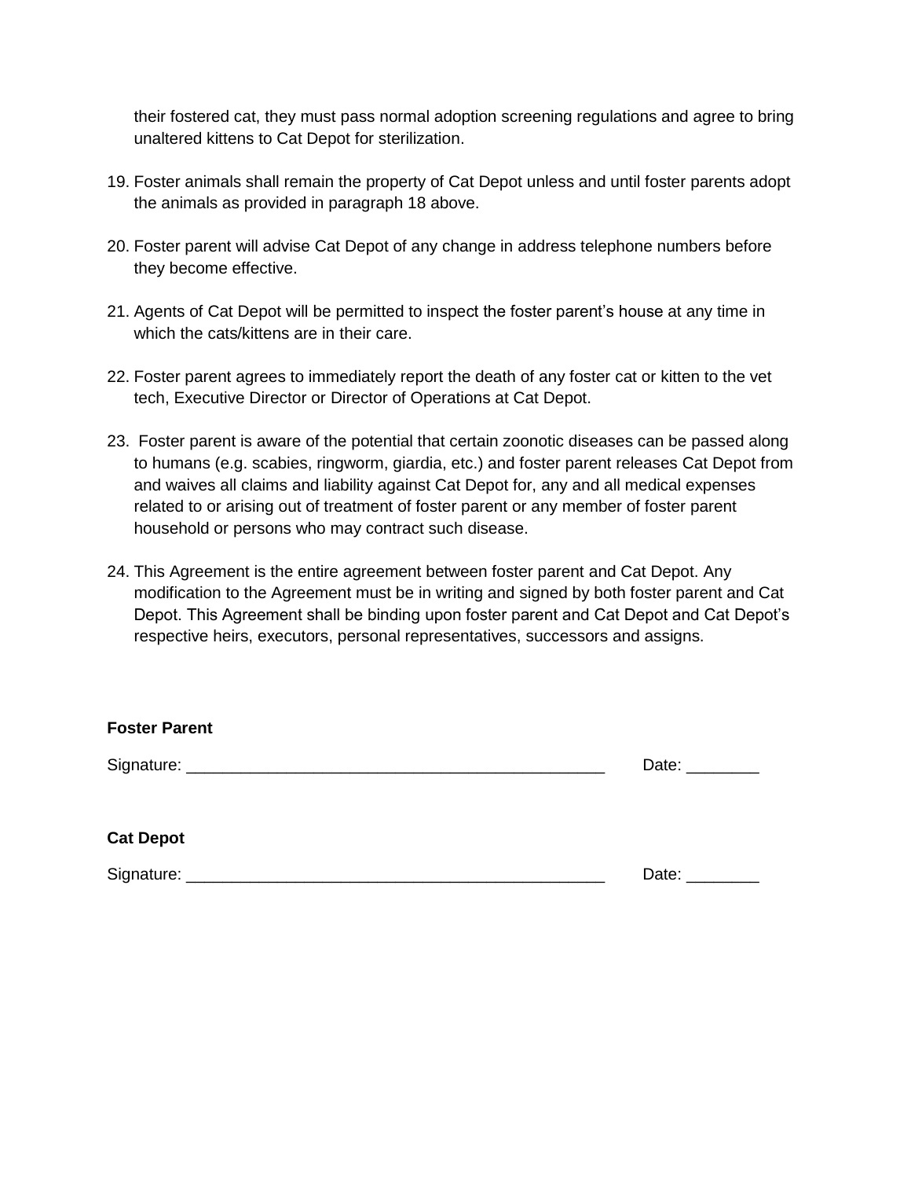their fostered cat, they must pass normal adoption screening regulations and agree to bring unaltered kittens to Cat Depot for sterilization.

19. Foster animals shall remain the property of Cat Depot unless and until foster parents adopt the animals as provided in paragraph 18 above.

20. Foster parent will advise Cat Depot of any change in address telephone numbers before they become effective.

21. Agents of Cat Depot will be permitted to inspect the foster parent's house at any time in which the cats/kittens are in their care.

22. Foster parent agrees to immediately report the death of any foster cat or kitten to the vet tech, Executive Director or Director of Operations at Cat Depot.

23. Foster parent is aware of the potential that certain zoonotic diseases can be passed along to humans (e.g. scabies, ringworm, giardia, etc.) and foster parent releases Cat Depot from and waives all claims and liability against Cat Depot for, any and all medical expenses related to or arising out of treatment of foster parent or any member of foster parent household or persons who may contract such disease.

24. This Agreement is the entire agreement between foster parent and Cat Depot. Any modification to the Agreement must be in writing and signed by both foster parent and Cat Depot. This Agreement shall be binding upon foster parent and Cat Depot and Cat Depot's respective heirs, executors, personal representatives, successors and assigns.

**Foster Parent**

Signature: ______________________________________________ Date: ________

**Cat Depot**

Signature: ______________________________________________ Date: ________